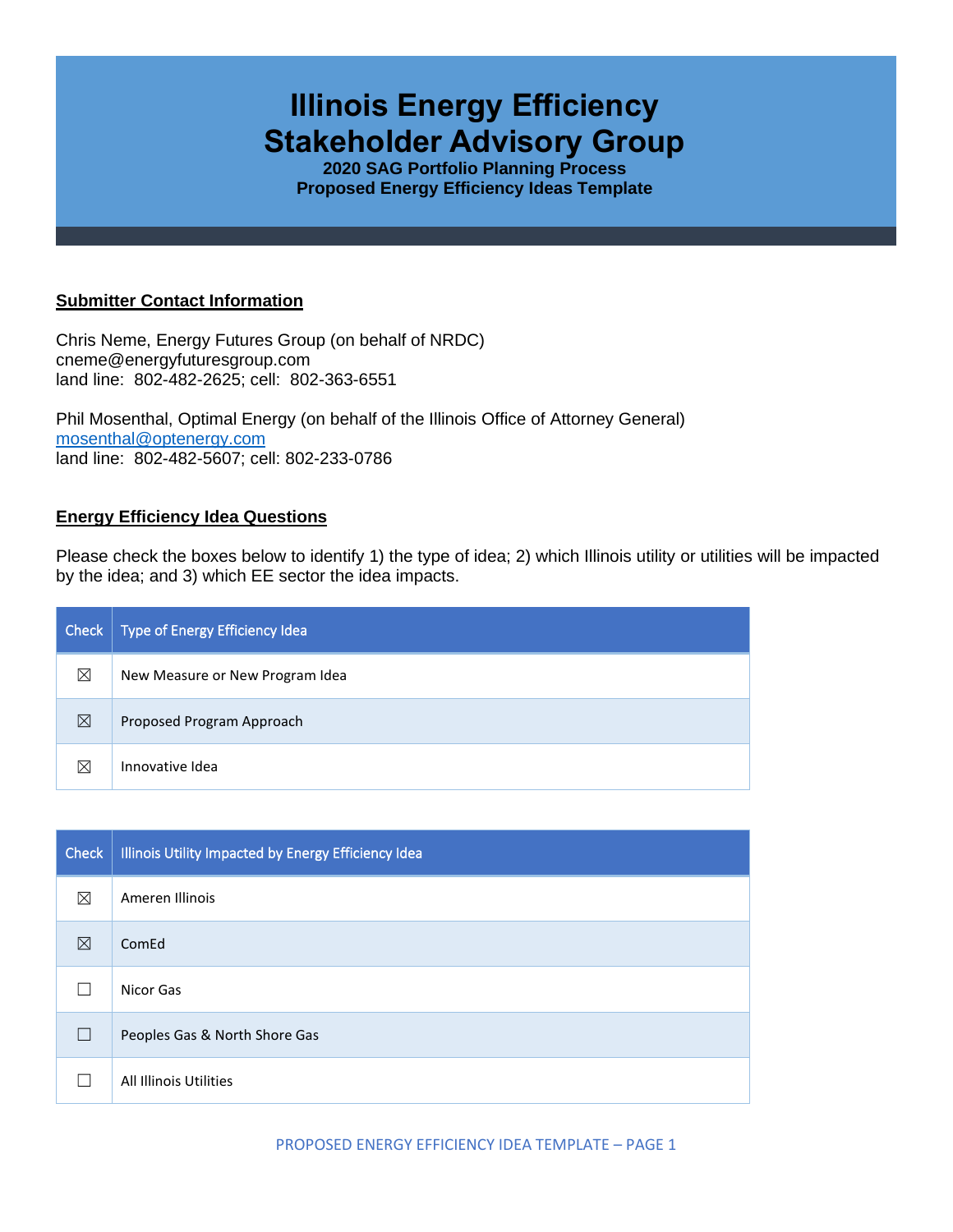# Illinois Energy Efficiency Stakeholder Advisory Group

**2020 SAG Portfolio Planning Process**
**Proposed Energy Efficiency Ideas Template**

## Submitter Contact Information

Chris Neme, Energy Futures Group (on behalf of NRDC)
cneme@energyfuturesgroup.com
land line: 802-482-2625; cell: 802-363-6551

Phil Mosenthal, Optimal Energy (on behalf of the Illinois Office of Attorney General)
mosenthal@optenergy.com
land line: 802-482-5607; cell: 802-233-0786

## Energy Efficiency Idea Questions

Please check the boxes below to identify 1) the type of idea; 2) which Illinois utility or utilities will be impacted by the idea; and 3) which EE sector the idea impacts.

| Check | Type of Energy Efficiency Idea |
|---|---|
| ☒ | New Measure or New Program Idea |
| ☒ | Proposed Program Approach |
| ☒ | Innovative Idea |

| Check | Illinois Utility Impacted by Energy Efficiency Idea |
|---|---|
| ☒ | Ameren Illinois |
| ☒ | ComEd |
| ☐ | Nicor Gas |
| ☐ | Peoples Gas & North Shore Gas |
| ☐ | All Illinois Utilities |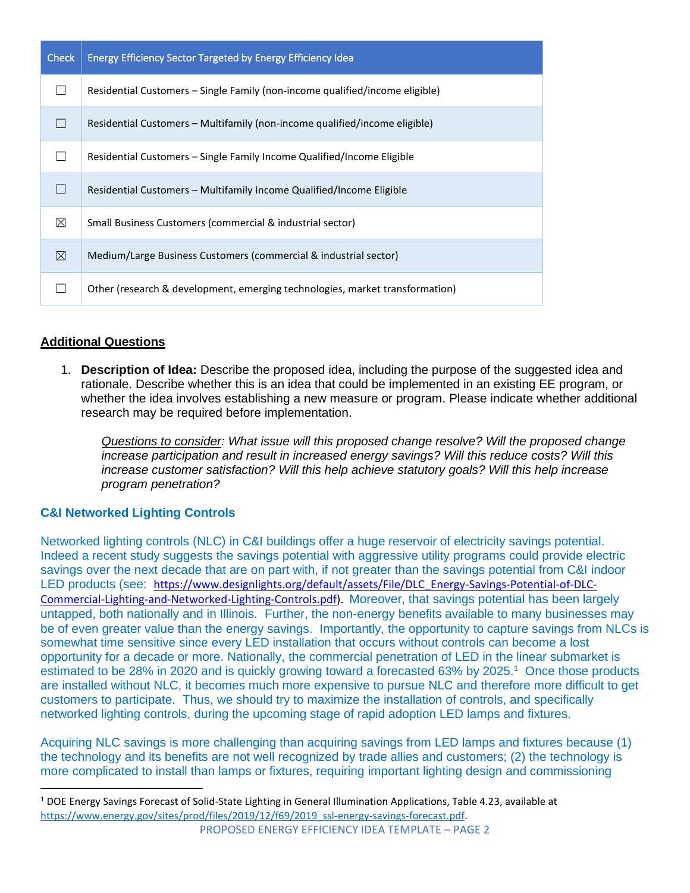| Check | Energy Efficiency Sector Targeted by Energy Efficiency Idea |
|---|---|
| ☐ | Residential Customers – Single Family (non-income qualified/income eligible) |
| ☐ | Residential Customers – Multifamily (non-income qualified/income eligible) |
| ☐ | Residential Customers – Single Family Income Qualified/Income Eligible |
| ☐ | Residential Customers – Multifamily Income Qualified/Income Eligible |
| ☒ | Small Business Customers (commercial & industrial sector) |
| ☒ | Medium/Large Business Customers (commercial & industrial sector) |
| ☐ | Other (research & development, emerging technologies, market transformation) |

## Additional Questions

1. **Description of Idea:** Describe the proposed idea, including the purpose of the suggested idea and rationale. Describe whether this is an idea that could be implemented in an existing EE program, or whether the idea involves establishing a new measure or program. Please indicate whether additional research may be required before implementation.

   *Questions to consider: What issue will this proposed change resolve? Will the proposed change increase participation and result in increased energy savings? Will this reduce costs? Will this increase customer satisfaction? Will this help achieve statutory goals? Will this help increase program penetration?*

### C&I Networked Lighting Controls

Networked lighting controls (NLC) in C&I buildings offer a huge reservoir of electricity savings potential. Indeed a recent study suggests the savings potential with aggressive utility programs could provide electric savings over the next decade that are on part with, if not greater than the savings potential from C&I indoor LED products (see: https://www.designlights.org/default/assets/File/DLC_Energy-Savings-Potential-of-DLC-Commercial-Lighting-and-Networked-Lighting-Controls.pdf). Moreover, that savings potential has been largely untapped, both nationally and in Illinois. Further, the non-energy benefits available to many businesses may be of even greater value than the energy savings. Importantly, the opportunity to capture savings from NLCs is somewhat time sensitive since every LED installation that occurs without controls can become a lost opportunity for a decade or more. Nationally, the commercial penetration of LED in the linear submarket is estimated to be 28% in 2020 and is quickly growing toward a forecasted 63% by 2025.[1] Once those products are installed without NLC, it becomes much more expensive to pursue NLC and therefore more difficult to get customers to participate. Thus, we should try to maximize the installation of controls, and specifically networked lighting controls, during the upcoming stage of rapid adoption LED lamps and fixtures.

Acquiring NLC savings is more challenging than acquiring savings from LED lamps and fixtures because (1) the technology and its benefits are not well recognized by trade allies and customers; (2) the technology is more complicated to install than lamps or fixtures, requiring important lighting design and commissioning

[1] DOE Energy Savings Forecast of Solid-State Lighting in General Illumination Applications, Table 4.23, available at https://www.energy.gov/sites/prod/files/2019/12/f69/2019_ssl-energy-savings-forecast.pdf.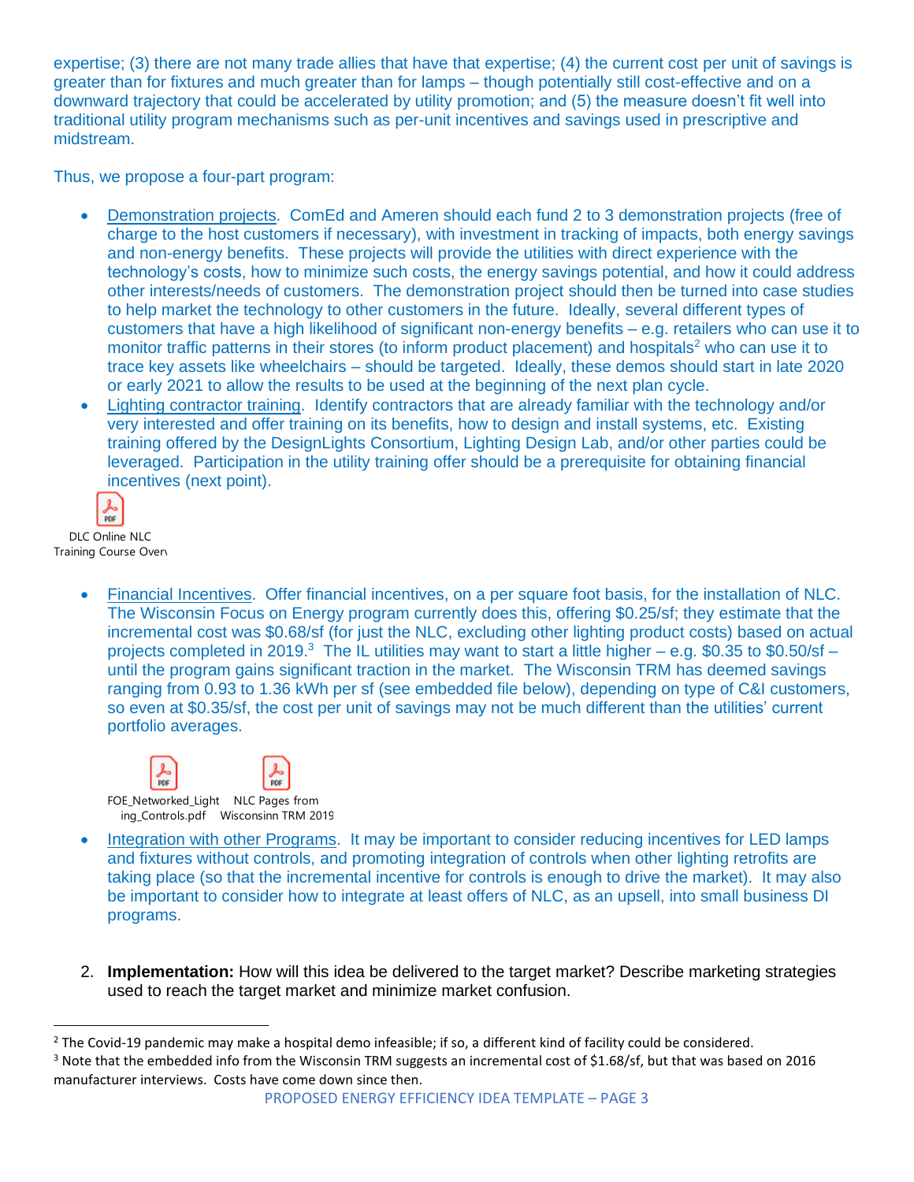expertise; (3) there are not many trade allies that have that expertise; (4) the current cost per unit of savings is greater than for fixtures and much greater than for lamps – though potentially still cost-effective and on a downward trajectory that could be accelerated by utility promotion; and (5) the measure doesn't fit well into traditional utility program mechanisms such as per-unit incentives and savings used in prescriptive and midstream.

Thus, we propose a four-part program:

- Demonstration projects. ComEd and Ameren should each fund 2 to 3 demonstration projects (free of charge to the host customers if necessary), with investment in tracking of impacts, both energy savings and non-energy benefits. These projects will provide the utilities with direct experience with the technology's costs, how to minimize such costs, the energy savings potential, and how it could address other interests/needs of customers. The demonstration project should then be turned into case studies to help market the technology to other customers in the future. Ideally, several different types of customers that have a high likelihood of significant non-energy benefits – e.g. retailers who can use it to monitor traffic patterns in their stores (to inform product placement) and hospitals[2] who can use it to trace key assets like wheelchairs – should be targeted. Ideally, these demos should start in late 2020 or early 2021 to allow the results to be used at the beginning of the next plan cycle.
- Lighting contractor training. Identify contractors that are already familiar with the technology and/or very interested and offer training on its benefits, how to design and install systems, etc. Existing training offered by the DesignLights Consortium, Lighting Design Lab, and/or other parties could be leveraged. Participation in the utility training offer should be a prerequisite for obtaining financial incentives (next point).

DLC Online NLC Training Course Overv

- Financial Incentives. Offer financial incentives, on a per square foot basis, for the installation of NLC. The Wisconsin Focus on Energy program currently does this, offering $0.25/sf; they estimate that the incremental cost was $0.68/sf (for just the NLC, excluding other lighting product costs) based on actual projects completed in 2019.[3] The IL utilities may want to start a little higher – e.g. $0.35 to $0.50/sf – until the program gains significant traction in the market. The Wisconsin TRM has deemed savings ranging from 0.93 to 1.36 kWh per sf (see embedded file below), depending on type of C&I customers, so even at $0.35/sf, the cost per unit of savings may not be much different than the utilities' current portfolio averages.

FOE_Networked_Lighting_Controls.pdf    NLC Pages from Wisconsinn TRM 2019

- Integration with other Programs. It may be important to consider reducing incentives for LED lamps and fixtures without controls, and promoting integration of controls when other lighting retrofits are taking place (so that the incremental incentive for controls is enough to drive the market). It may also be important to consider how to integrate at least offers of NLC, as an upsell, into small business DI programs.

2. **Implementation:** How will this idea be delivered to the target market? Describe marketing strategies used to reach the target market and minimize market confusion.

---

[2] The Covid-19 pandemic may make a hospital demo infeasible; if so, a different kind of facility could be considered.

[3] Note that the embedded info from the Wisconsin TRM suggests an incremental cost of $1.68/sf, but that was based on 2016 manufacturer interviews. Costs have come down since then.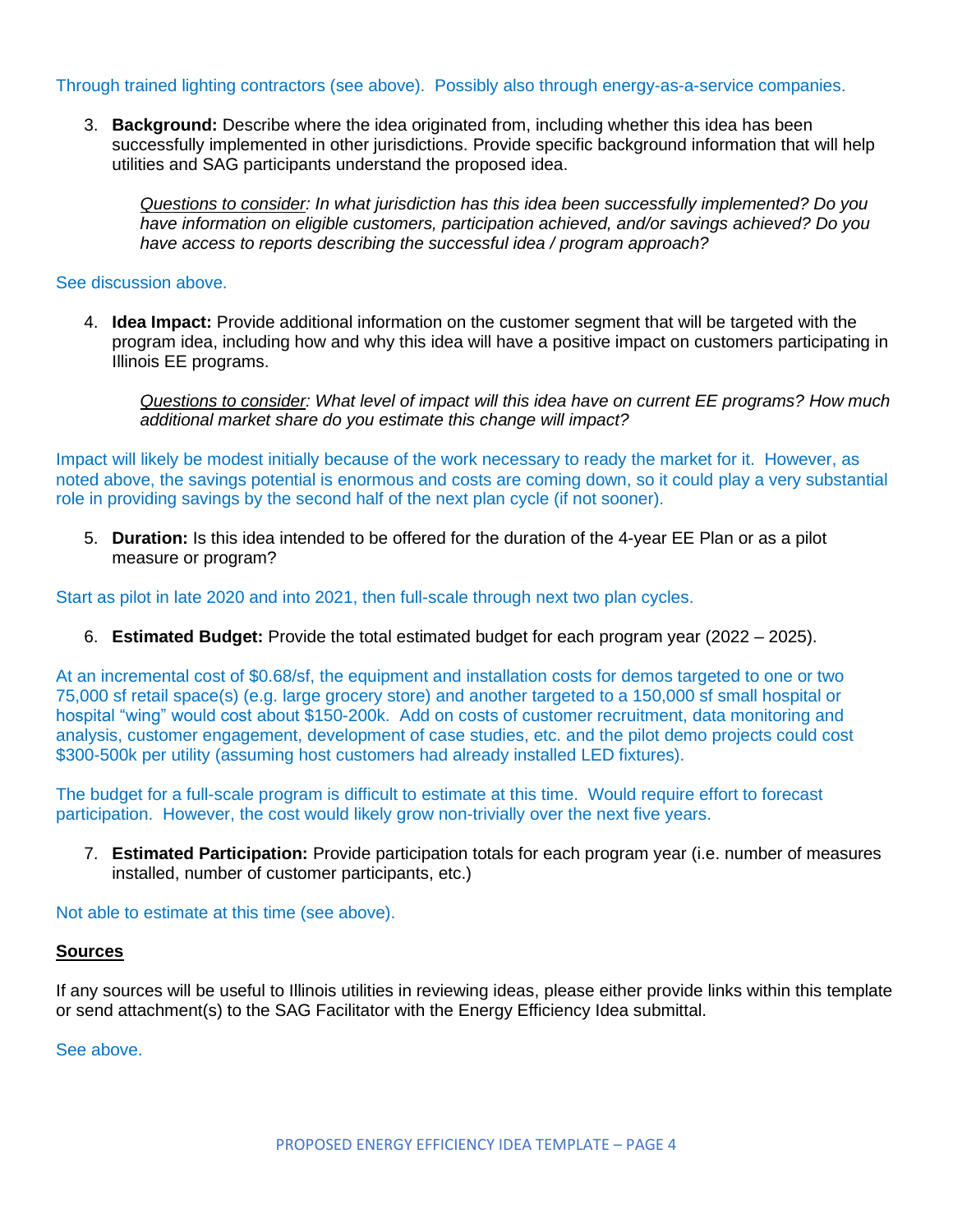Through trained lighting contractors (see above). Possibly also through energy-as-a-service companies.

3. **Background:** Describe where the idea originated from, including whether this idea has been successfully implemented in other jurisdictions. Provide specific background information that will help utilities and SAG participants understand the proposed idea.

   *Questions to consider: In what jurisdiction has this idea been successfully implemented? Do you have information on eligible customers, participation achieved, and/or savings achieved? Do you have access to reports describing the successful idea / program approach?*

See discussion above.

4. **Idea Impact:** Provide additional information on the customer segment that will be targeted with the program idea, including how and why this idea will have a positive impact on customers participating in Illinois EE programs.

   *Questions to consider: What level of impact will this idea have on current EE programs? How much additional market share do you estimate this change will impact?*

Impact will likely be modest initially because of the work necessary to ready the market for it. However, as noted above, the savings potential is enormous and costs are coming down, so it could play a very substantial role in providing savings by the second half of the next plan cycle (if not sooner).

5. **Duration:** Is this idea intended to be offered for the duration of the 4-year EE Plan or as a pilot measure or program?

Start as pilot in late 2020 and into 2021, then full-scale through next two plan cycles.

6. **Estimated Budget:** Provide the total estimated budget for each program year (2022 – 2025).

At an incremental cost of $0.68/sf, the equipment and installation costs for demos targeted to one or two 75,000 sf retail space(s) (e.g. large grocery store) and another targeted to a 150,000 sf small hospital or hospital "wing" would cost about $150-200k. Add on costs of customer recruitment, data monitoring and analysis, customer engagement, development of case studies, etc. and the pilot demo projects could cost $300-500k per utility (assuming host customers had already installed LED fixtures).

The budget for a full-scale program is difficult to estimate at this time. Would require effort to forecast participation. However, the cost would likely grow non-trivially over the next five years.

7. **Estimated Participation:** Provide participation totals for each program year (i.e. number of measures installed, number of customer participants, etc.)

Not able to estimate at this time (see above).

## Sources

If any sources will be useful to Illinois utilities in reviewing ideas, please either provide links within this template or send attachment(s) to the SAG Facilitator with the Energy Efficiency Idea submittal.

See above.